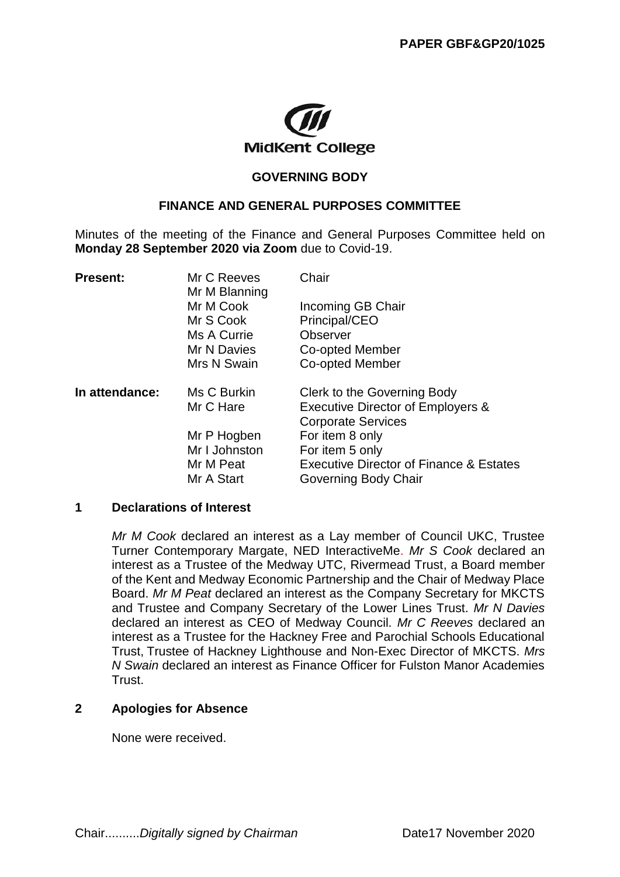**PAPER GBF&GP20/1025**

MidKent College

## GOVERNING BODY

## FINANCE AND GENERAL PURPOSES COMMITTEE

Minutes of the meeting of the Finance and General Purposes Committee held on **Monday 28 September 2020 via Zoom** due to Covid-19.

| | | |
|---|---|---|
| **Present:** | Mr C Reeves | Chair |
| | Mr M Blanning | |
| | Mr M Cook | Incoming GB Chair |
| | Mr S Cook | Principal/CEO |
| | Ms A Currie | Observer |
| | Mr N Davies | Co-opted Member |
| | Mrs N Swain | Co-opted Member |
| **In attendance:** | Ms C Burkin | Clerk to the Governing Body |
| | Mr C Hare | Executive Director of Employers & Corporate Services |
| | Mr P Hogben | For item 8 only |
| | Mr I Johnston | For item 5 only |
| | Mr M Peat | Executive Director of Finance & Estates |
| | Mr A Start | Governing Body Chair |

### 1 Declarations of Interest

*Mr M Cook* declared an interest as a Lay member of Council UKC, Trustee Turner Contemporary Margate, NED InteractiveMe. *Mr S Cook* declared an interest as a Trustee of the Medway UTC, Rivermead Trust, a Board member of the Kent and Medway Economic Partnership and the Chair of Medway Place Board. *Mr M Peat* declared an interest as the Company Secretary for MKCTS and Trustee and Company Secretary of the Lower Lines Trust. *Mr N Davies* declared an interest as CEO of Medway Council. *Mr C Reeves* declared an interest as a Trustee for the Hackney Free and Parochial Schools Educational Trust, Trustee of Hackney Lighthouse and Non-Exec Director of MKCTS. *Mrs N Swain* declared an interest as Finance Officer for Fulston Manor Academies Trust.

### 2 Apologies for Absence

None were received.

Chair..........*Digitally signed by Chairman* Date17 November 2020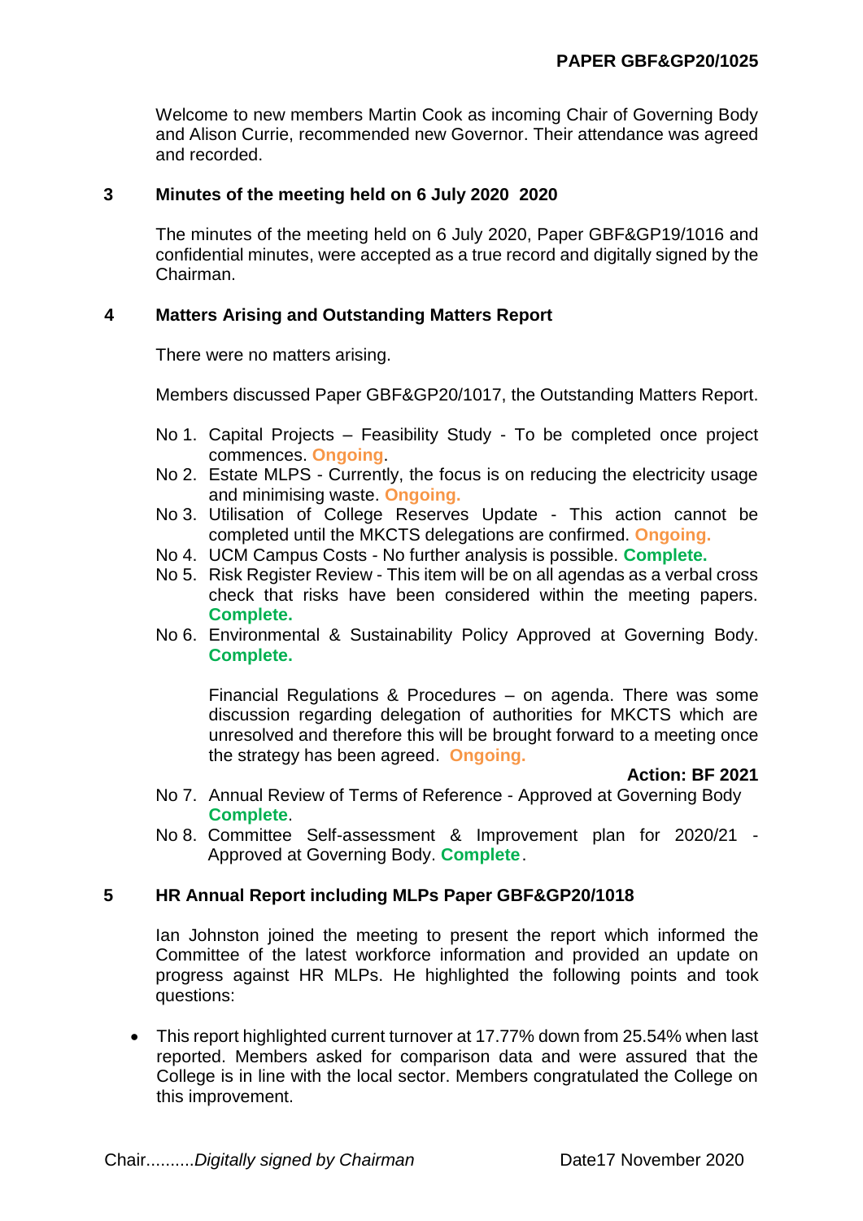**PAPER GBF&GP20/1025**

Welcome to new members Martin Cook as incoming Chair of Governing Body and Alison Currie, recommended new Governor. Their attendance was agreed and recorded.

## 3 Minutes of the meeting held on 6 July 2020 2020

The minutes of the meeting held on 6 July 2020, Paper GBF&GP19/1016 and confidential minutes, were accepted as a true record and digitally signed by the Chairman.

## 4 Matters Arising and Outstanding Matters Report

There were no matters arising.

Members discussed Paper GBF&GP20/1017, the Outstanding Matters Report.

No 1. Capital Projects – Feasibility Study - To be completed once project commences. **Ongoing**.

No 2. Estate MLPS - Currently, the focus is on reducing the electricity usage and minimising waste. **Ongoing.**

No 3. Utilisation of College Reserves Update - This action cannot be completed until the MKCTS delegations are confirmed. **Ongoing.**

No 4. UCM Campus Costs - No further analysis is possible. **Complete.**

No 5. Risk Register Review - This item will be on all agendas as a verbal cross check that risks have been considered within the meeting papers. **Complete.**

No 6. Environmental & Sustainability Policy Approved at Governing Body. **Complete.**

Financial Regulations & Procedures – on agenda. There was some discussion regarding delegation of authorities for MKCTS which are unresolved and therefore this will be brought forward to a meeting once the strategy has been agreed. **Ongoing.**

**Action: BF 2021**

No 7. Annual Review of Terms of Reference - Approved at Governing Body **Complete**.

No 8. Committee Self-assessment & Improvement plan for 2020/21 - Approved at Governing Body. **Complete**.

## 5 HR Annual Report including MLPs Paper GBF&GP20/1018

Ian Johnston joined the meeting to present the report which informed the Committee of the latest workforce information and provided an update on progress against HR MLPs. He highlighted the following points and took questions:

- This report highlighted current turnover at 17.77% down from 25.54% when last reported. Members asked for comparison data and were assured that the College is in line with the local sector. Members congratulated the College on this improvement.

Chair..........*Digitally signed by Chairman* Date17 November 2020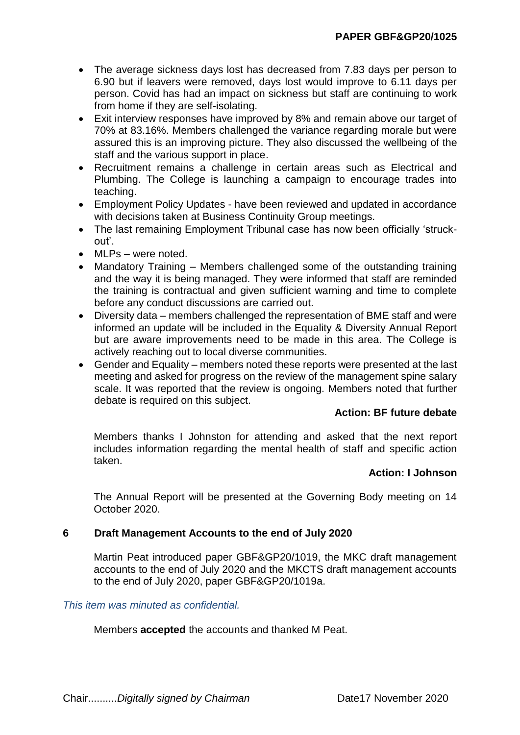- The average sickness days lost has decreased from 7.83 days per person to 6.90 but if leavers were removed, days lost would improve to 6.11 days per person. Covid has had an impact on sickness but staff are continuing to work from home if they are self-isolating.
- Exit interview responses have improved by 8% and remain above our target of 70% at 83.16%. Members challenged the variance regarding morale but were assured this is an improving picture. They also discussed the wellbeing of the staff and the various support in place.
- Recruitment remains a challenge in certain areas such as Electrical and Plumbing. The College is launching a campaign to encourage trades into teaching.
- Employment Policy Updates - have been reviewed and updated in accordance with decisions taken at Business Continuity Group meetings.
- The last remaining Employment Tribunal case has now been officially 'struck-out'.
- MLPs – were noted.
- Mandatory Training – Members challenged some of the outstanding training and the way it is being managed. They were informed that staff are reminded the training is contractual and given sufficient warning and time to complete before any conduct discussions are carried out.
- Diversity data – members challenged the representation of BME staff and were informed an update will be included in the Equality & Diversity Annual Report but are aware improvements need to be made in this area. The College is actively reaching out to local diverse communities.
- Gender and Equality – members noted these reports were presented at the last meeting and asked for progress on the review of the management spine salary scale. It was reported that the review is ongoing. Members noted that further debate is required on this subject.

**Action: BF future debate**

Members thanks I Johnston for attending and asked that the next report includes information regarding the mental health of staff and specific action taken.

**Action: I Johnson**

The Annual Report will be presented at the Governing Body meeting on 14 October 2020.

## 6 Draft Management Accounts to the end of July 2020

Martin Peat introduced paper GBF&GP20/1019, the MKC draft management accounts to the end of July 2020 and the MKCTS draft management accounts to the end of July 2020, paper GBF&GP20/1019a.

*This item was minuted as confidential.*

Members **accepted** the accounts and thanked M Peat.

Chair..........*Digitally signed by Chairman* Date17 November 2020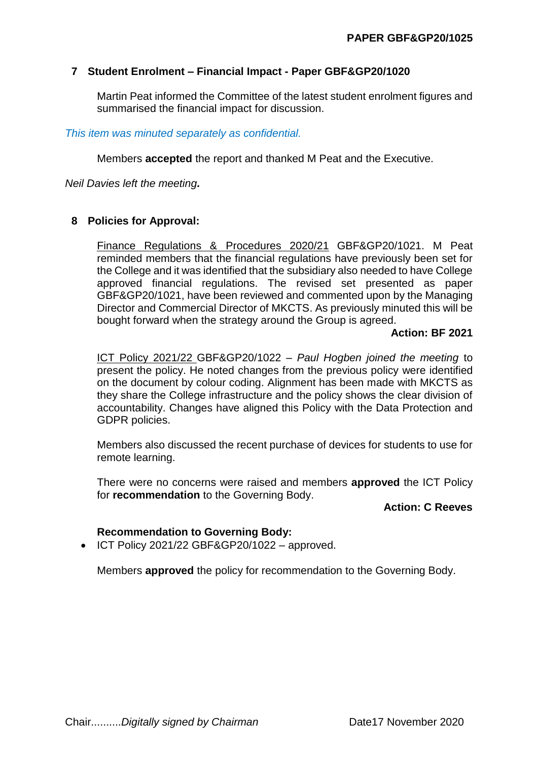PAPER GBF&GP20/1025

## 7 Student Enrolment – Financial Impact - Paper GBF&GP20/1020

Martin Peat informed the Committee of the latest student enrolment figures and summarised the financial impact for discussion.

*This item was minuted separately as confidential.*

Members **accepted** the report and thanked M Peat and the Executive.

*Neil Davies left the meeting.*

## 8 Policies for Approval:

Finance Regulations & Procedures 2020/21 GBF&GP20/1021. M Peat reminded members that the financial regulations have previously been set for the College and it was identified that the subsidiary also needed to have College approved financial regulations. The revised set presented as paper GBF&GP20/1021, have been reviewed and commented upon by the Managing Director and Commercial Director of MKCTS. As previously minuted this will be bought forward when the strategy around the Group is agreed.

**Action: BF 2021**

ICT Policy 2021/22 GBF&GP20/1022 – *Paul Hogben joined the meeting* to present the policy. He noted changes from the previous policy were identified on the document by colour coding. Alignment has been made with MKCTS as they share the College infrastructure and the policy shows the clear division of accountability. Changes have aligned this Policy with the Data Protection and GDPR policies.

Members also discussed the recent purchase of devices for students to use for remote learning.

There were no concerns were raised and members **approved** the ICT Policy for **recommendation** to the Governing Body.

**Action: C Reeves**

**Recommendation to Governing Body:**

- ICT Policy 2021/22 GBF&GP20/1022 – approved.

Members **approved** the policy for recommendation to the Governing Body.

Chair..........*Digitally signed by Chairman* Date17 November 2020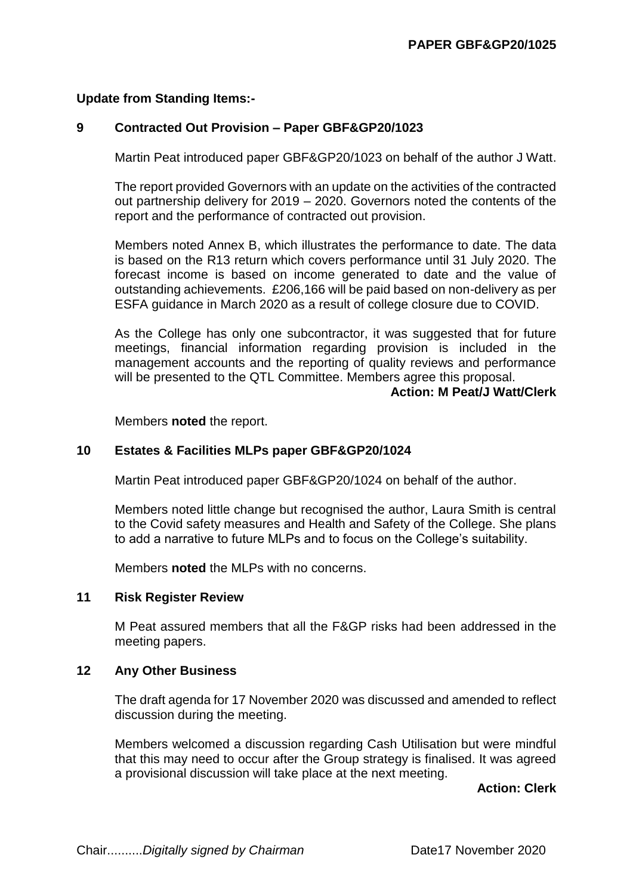**PAPER GBF&GP20/1025**

**Update from Standing Items:-**

## 9 Contracted Out Provision – Paper GBF&GP20/1023

Martin Peat introduced paper GBF&GP20/1023 on behalf of the author J Watt.

The report provided Governors with an update on the activities of the contracted out partnership delivery for 2019 – 2020. Governors noted the contents of the report and the performance of contracted out provision.

Members noted Annex B, which illustrates the performance to date. The data is based on the R13 return which covers performance until 31 July 2020. The forecast income is based on income generated to date and the value of outstanding achievements. £206,166 will be paid based on non-delivery as per ESFA guidance in March 2020 as a result of college closure due to COVID.

As the College has only one subcontractor, it was suggested that for future meetings, financial information regarding provision is included in the management accounts and the reporting of quality reviews and performance will be presented to the QTL Committee. Members agree this proposal.

**Action: M Peat/J Watt/Clerk**

Members **noted** the report.

## 10 Estates & Facilities MLPs paper GBF&GP20/1024

Martin Peat introduced paper GBF&GP20/1024 on behalf of the author.

Members noted little change but recognised the author, Laura Smith is central to the Covid safety measures and Health and Safety of the College. She plans to add a narrative to future MLPs and to focus on the College's suitability.

Members **noted** the MLPs with no concerns.

## 11 Risk Register Review

M Peat assured members that all the F&GP risks had been addressed in the meeting papers.

## 12 Any Other Business

The draft agenda for 17 November 2020 was discussed and amended to reflect discussion during the meeting.

Members welcomed a discussion regarding Cash Utilisation but were mindful that this may need to occur after the Group strategy is finalised. It was agreed a provisional discussion will take place at the next meeting.

**Action: Clerk**

Chair..........*Digitally signed by Chairman* Date17 November 2020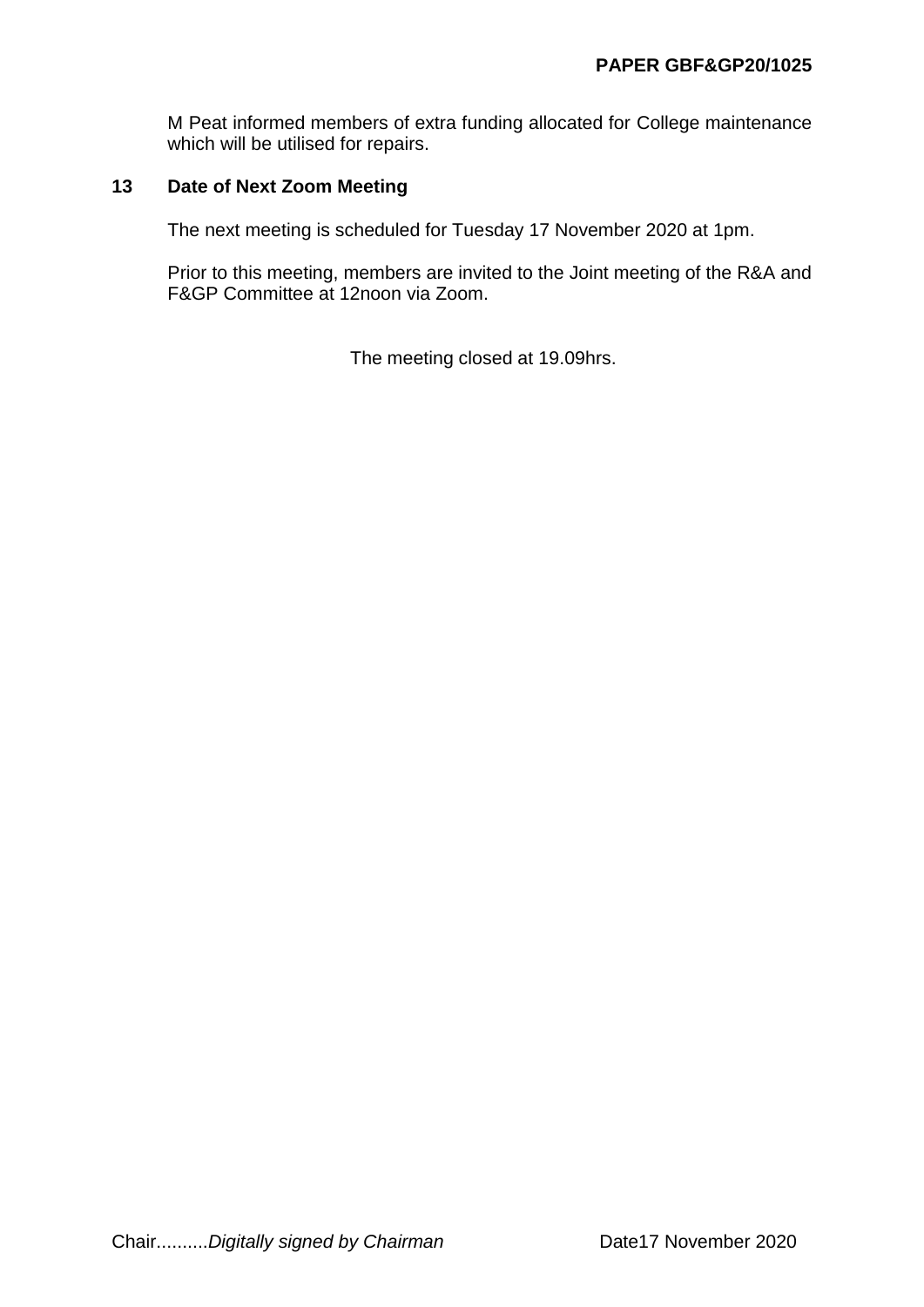M Peat informed members of extra funding allocated for College maintenance which will be utilised for repairs.

## 13 Date of Next Zoom Meeting

The next meeting is scheduled for Tuesday 17 November 2020 at 1pm.

Prior to this meeting, members are invited to the Joint meeting of the R&A and F&GP Committee at 12noon via Zoom.

The meeting closed at 19.09hrs.

Chair..........*Digitally signed by Chairman* Date17 November 2020